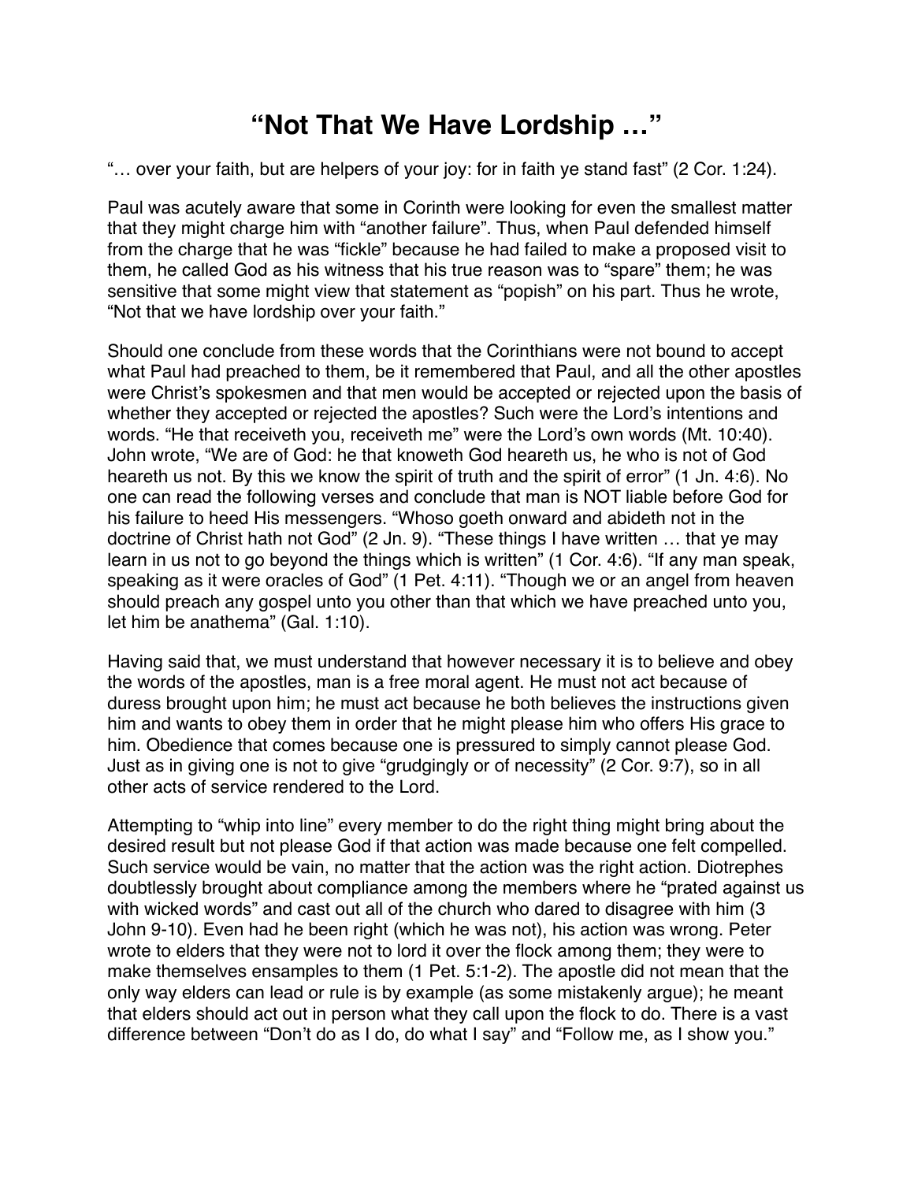# "Not That We Have Lordship …"

"… over your faith, but are helpers of your joy: for in faith ye stand fast" (2 Cor. 1:24).

Paul was acutely aware that some in Corinth were looking for even the smallest matter that they might charge him with "another failure". Thus, when Paul defended himself from the charge that he was "fickle" because he had failed to make a proposed visit to them, he called God as his witness that his true reason was to "spare" them; he was sensitive that some might view that statement as "popish" on his part. Thus he wrote, "Not that we have lordship over your faith."

Should one conclude from these words that the Corinthians were not bound to accept what Paul had preached to them, be it remembered that Paul, and all the other apostles were Christ's spokesmen and that men would be accepted or rejected upon the basis of whether they accepted or rejected the apostles? Such were the Lord's intentions and words. "He that receiveth you, receiveth me" were the Lord's own words (Mt. 10:40). John wrote, "We are of God: he that knoweth God heareth us, he who is not of God heareth us not. By this we know the spirit of truth and the spirit of error" (1 Jn. 4:6). No one can read the following verses and conclude that man is NOT liable before God for his failure to heed His messengers. "Whoso goeth onward and abideth not in the doctrine of Christ hath not God" (2 Jn. 9). "These things I have written … that ye may learn in us not to go beyond the things which is written" (1 Cor. 4:6). "If any man speak, speaking as it were oracles of God" (1 Pet. 4:11). "Though we or an angel from heaven should preach any gospel unto you other than that which we have preached unto you, let him be anathema" (Gal. 1:10).

Having said that, we must understand that however necessary it is to believe and obey the words of the apostles, man is a free moral agent. He must not act because of duress brought upon him; he must act because he both believes the instructions given him and wants to obey them in order that he might please him who offers His grace to him. Obedience that comes because one is pressured to simply cannot please God. Just as in giving one is not to give "grudgingly or of necessity" (2 Cor. 9:7), so in all other acts of service rendered to the Lord.

Attempting to "whip into line" every member to do the right thing might bring about the desired result but not please God if that action was made because one felt compelled. Such service would be vain, no matter that the action was the right action. Diotrephes doubtlessly brought about compliance among the members where he "prated against us with wicked words" and cast out all of the church who dared to disagree with him (3 John 9-10). Even had he been right (which he was not), his action was wrong. Peter wrote to elders that they were not to lord it over the flock among them; they were to make themselves ensamples to them (1 Pet. 5:1-2). The apostle did not mean that the only way elders can lead or rule is by example (as some mistakenly argue); he meant that elders should act out in person what they call upon the flock to do. There is a vast difference between "Don't do as I do, do what I say" and "Follow me, as I show you."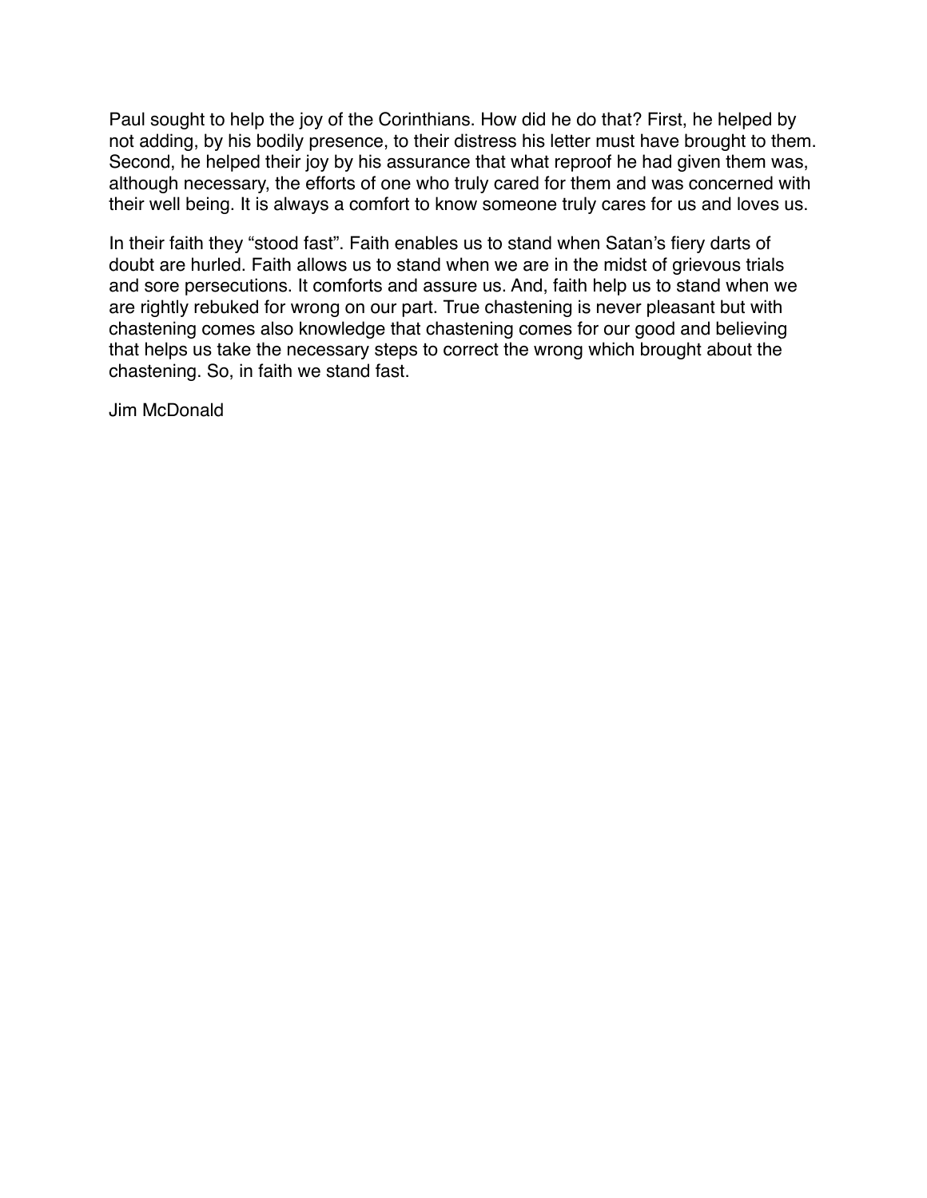Paul sought to help the joy of the Corinthians. How did he do that? First, he helped by not adding, by his bodily presence, to their distress his letter must have brought to them. Second, he helped their joy by his assurance that what reproof he had given them was, although necessary, the efforts of one who truly cared for them and was concerned with their well being. It is always a comfort to know someone truly cares for us and loves us.

In their faith they "stood fast". Faith enables us to stand when Satan's fiery darts of doubt are hurled. Faith allows us to stand when we are in the midst of grievous trials and sore persecutions. It comforts and assure us. And, faith help us to stand when we are rightly rebuked for wrong on our part. True chastening is never pleasant but with chastening comes also knowledge that chastening comes for our good and believing that helps us take the necessary steps to correct the wrong which brought about the chastening. So, in faith we stand fast.

Jim McDonald